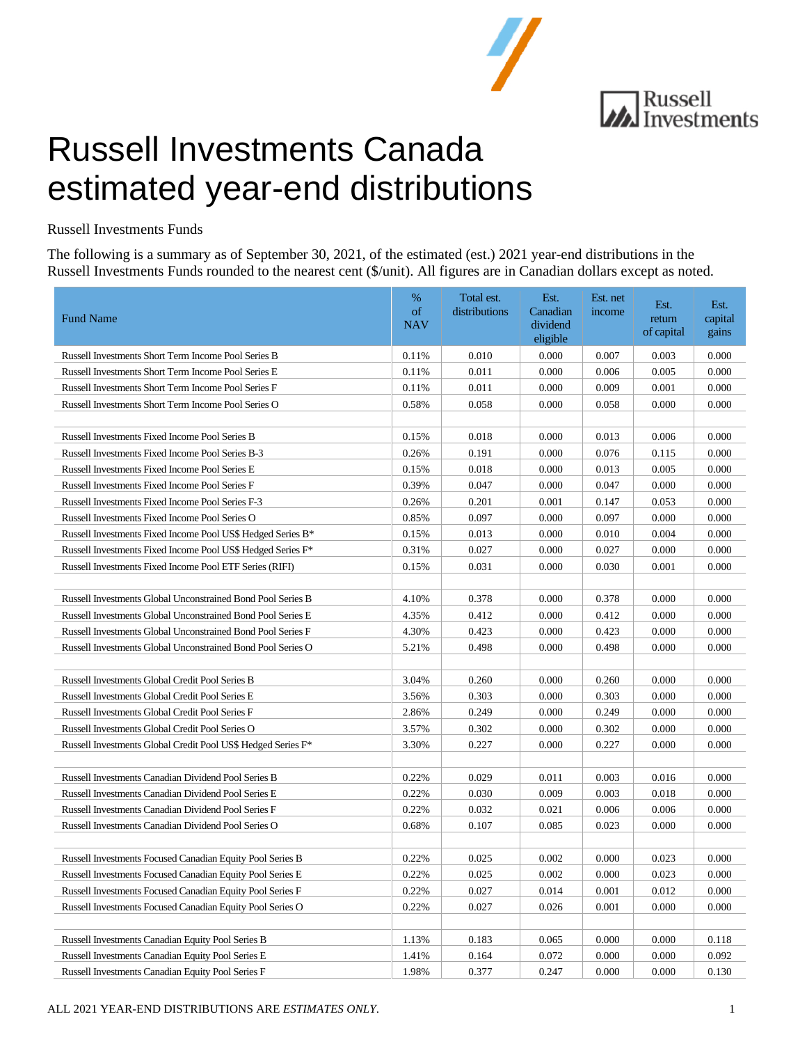# Russell Investments Canada estimated year-end distributions

Russell Investments Funds

The following is a summary as of September 30, 2021, of the estimated (est.) 2021 year-end distributions in the Russell Investments Funds rounded to the nearest cent ($/unit). All figures are in Canadian dollars except as noted.

| Fund Name | % of NAV | Total est. distributions | Est. Canadian dividend eligible | Est. net income | Est. return of capital | Est. capital gains |
|---|---|---|---|---|---|---|
| Russell Investments Short Term Income Pool Series B | 0.11% | 0.010 | 0.000 | 0.007 | 0.003 | 0.000 |
| Russell Investments Short Term Income Pool Series E | 0.11% | 0.011 | 0.000 | 0.006 | 0.005 | 0.000 |
| Russell Investments Short Term Income Pool Series F | 0.11% | 0.011 | 0.000 | 0.009 | 0.001 | 0.000 |
| Russell Investments Short Term Income Pool Series O | 0.58% | 0.058 | 0.000 | 0.058 | 0.000 | 0.000 |
| | | | | | | |
| Russell Investments Fixed Income Pool Series B | 0.15% | 0.018 | 0.000 | 0.013 | 0.006 | 0.000 |
| Russell Investments Fixed Income Pool Series B-3 | 0.26% | 0.191 | 0.000 | 0.076 | 0.115 | 0.000 |
| Russell Investments Fixed Income Pool Series E | 0.15% | 0.018 | 0.000 | 0.013 | 0.005 | 0.000 |
| Russell Investments Fixed Income Pool Series F | 0.39% | 0.047 | 0.000 | 0.047 | 0.000 | 0.000 |
| Russell Investments Fixed Income Pool Series F-3 | 0.26% | 0.201 | 0.001 | 0.147 | 0.053 | 0.000 |
| Russell Investments Fixed Income Pool Series O | 0.85% | 0.097 | 0.000 | 0.097 | 0.000 | 0.000 |
| Russell Investments Fixed Income Pool US$ Hedged Series B* | 0.15% | 0.013 | 0.000 | 0.010 | 0.004 | 0.000 |
| Russell Investments Fixed Income Pool US$ Hedged Series F* | 0.31% | 0.027 | 0.000 | 0.027 | 0.000 | 0.000 |
| Russell Investments Fixed Income Pool ETF Series (RIFI) | 0.15% | 0.031 | 0.000 | 0.030 | 0.001 | 0.000 |
| | | | | | | |
| Russell Investments Global Unconstrained Bond Pool Series B | 4.10% | 0.378 | 0.000 | 0.378 | 0.000 | 0.000 |
| Russell Investments Global Unconstrained Bond Pool Series E | 4.35% | 0.412 | 0.000 | 0.412 | 0.000 | 0.000 |
| Russell Investments Global Unconstrained Bond Pool Series F | 4.30% | 0.423 | 0.000 | 0.423 | 0.000 | 0.000 |
| Russell Investments Global Unconstrained Bond Pool Series O | 5.21% | 0.498 | 0.000 | 0.498 | 0.000 | 0.000 |
| | | | | | | |
| Russell Investments Global Credit Pool Series B | 3.04% | 0.260 | 0.000 | 0.260 | 0.000 | 0.000 |
| Russell Investments Global Credit Pool Series E | 3.56% | 0.303 | 0.000 | 0.303 | 0.000 | 0.000 |
| Russell Investments Global Credit Pool Series F | 2.86% | 0.249 | 0.000 | 0.249 | 0.000 | 0.000 |
| Russell Investments Global Credit Pool Series O | 3.57% | 0.302 | 0.000 | 0.302 | 0.000 | 0.000 |
| Russell Investments Global Credit Pool US$ Hedged Series F* | 3.30% | 0.227 | 0.000 | 0.227 | 0.000 | 0.000 |
| | | | | | | |
| Russell Investments Canadian Dividend Pool Series B | 0.22% | 0.029 | 0.011 | 0.003 | 0.016 | 0.000 |
| Russell Investments Canadian Dividend Pool Series E | 0.22% | 0.030 | 0.009 | 0.003 | 0.018 | 0.000 |
| Russell Investments Canadian Dividend Pool Series F | 0.22% | 0.032 | 0.021 | 0.006 | 0.006 | 0.000 |
| Russell Investments Canadian Dividend Pool Series O | 0.68% | 0.107 | 0.085 | 0.023 | 0.000 | 0.000 |
| | | | | | | |
| Russell Investments Focused Canadian Equity Pool Series B | 0.22% | 0.025 | 0.002 | 0.000 | 0.023 | 0.000 |
| Russell Investments Focused Canadian Equity Pool Series E | 0.22% | 0.025 | 0.002 | 0.000 | 0.023 | 0.000 |
| Russell Investments Focused Canadian Equity Pool Series F | 0.22% | 0.027 | 0.014 | 0.001 | 0.012 | 0.000 |
| Russell Investments Focused Canadian Equity Pool Series O | 0.22% | 0.027 | 0.026 | 0.001 | 0.000 | 0.000 |
| | | | | | | |
| Russell Investments Canadian Equity Pool Series B | 1.13% | 0.183 | 0.065 | 0.000 | 0.000 | 0.118 |
| Russell Investments Canadian Equity Pool Series E | 1.41% | 0.164 | 0.072 | 0.000 | 0.000 | 0.092 |
| Russell Investments Canadian Equity Pool Series F | 1.98% | 0.377 | 0.247 | 0.000 | 0.000 | 0.130 |

ALL 2021 YEAR-END DISTRIBUTIONS ARE *ESTIMATES ONLY*.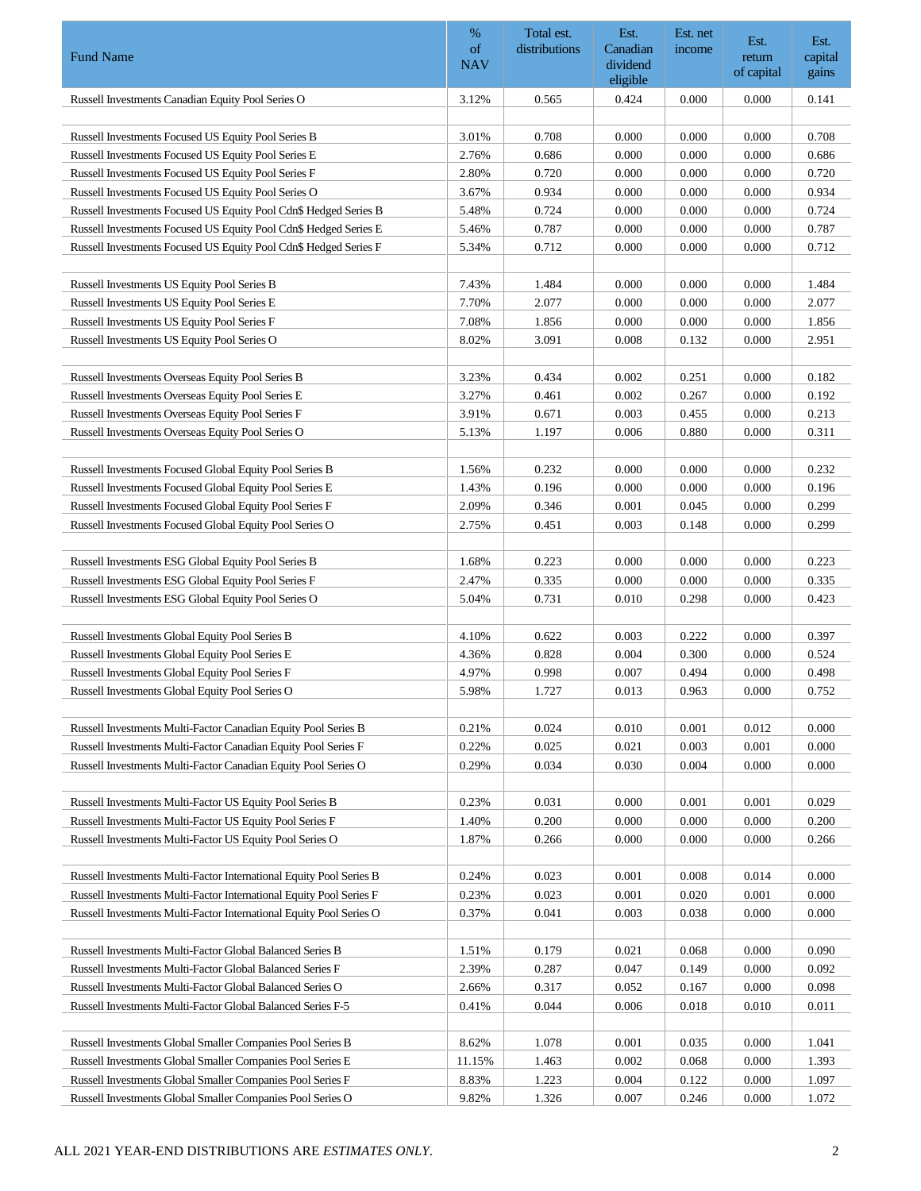| Fund Name | % of NAV | Total est. distributions | Est. Canadian dividend eligible | Est. net income | Est. return of capital | Est. capital gains |
|---|---|---|---|---|---|---|
| Russell Investments Canadian Equity Pool Series O | 3.12% | 0.565 | 0.424 | 0.000 | 0.000 | 0.141 |
| | | | | | | |
| Russell Investments Focused US Equity Pool Series B | 3.01% | 0.708 | 0.000 | 0.000 | 0.000 | 0.708 |
| Russell Investments Focused US Equity Pool Series E | 2.76% | 0.686 | 0.000 | 0.000 | 0.000 | 0.686 |
| Russell Investments Focused US Equity Pool Series F | 2.80% | 0.720 | 0.000 | 0.000 | 0.000 | 0.720 |
| Russell Investments Focused US Equity Pool Series O | 3.67% | 0.934 | 0.000 | 0.000 | 0.000 | 0.934 |
| Russell Investments Focused US Equity Pool Cdn$ Hedged Series B | 5.48% | 0.724 | 0.000 | 0.000 | 0.000 | 0.724 |
| Russell Investments Focused US Equity Pool Cdn$ Hedged Series E | 5.46% | 0.787 | 0.000 | 0.000 | 0.000 | 0.787 |
| Russell Investments Focused US Equity Pool Cdn$ Hedged Series F | 5.34% | 0.712 | 0.000 | 0.000 | 0.000 | 0.712 |
| | | | | | | |
| Russell Investments US Equity Pool Series B | 7.43% | 1.484 | 0.000 | 0.000 | 0.000 | 1.484 |
| Russell Investments US Equity Pool Series E | 7.70% | 2.077 | 0.000 | 0.000 | 0.000 | 2.077 |
| Russell Investments US Equity Pool Series F | 7.08% | 1.856 | 0.000 | 0.000 | 0.000 | 1.856 |
| Russell Investments US Equity Pool Series O | 8.02% | 3.091 | 0.008 | 0.132 | 0.000 | 2.951 |
| | | | | | | |
| Russell Investments Overseas Equity Pool Series B | 3.23% | 0.434 | 0.002 | 0.251 | 0.000 | 0.182 |
| Russell Investments Overseas Equity Pool Series E | 3.27% | 0.461 | 0.002 | 0.267 | 0.000 | 0.192 |
| Russell Investments Overseas Equity Pool Series F | 3.91% | 0.671 | 0.003 | 0.455 | 0.000 | 0.213 |
| Russell Investments Overseas Equity Pool Series O | 5.13% | 1.197 | 0.006 | 0.880 | 0.000 | 0.311 |
| | | | | | | |
| Russell Investments Focused Global Equity Pool Series B | 1.56% | 0.232 | 0.000 | 0.000 | 0.000 | 0.232 |
| Russell Investments Focused Global Equity Pool Series E | 1.43% | 0.196 | 0.000 | 0.000 | 0.000 | 0.196 |
| Russell Investments Focused Global Equity Pool Series F | 2.09% | 0.346 | 0.001 | 0.045 | 0.000 | 0.299 |
| Russell Investments Focused Global Equity Pool Series O | 2.75% | 0.451 | 0.003 | 0.148 | 0.000 | 0.299 |
| | | | | | | |
| Russell Investments ESG Global Equity Pool Series B | 1.68% | 0.223 | 0.000 | 0.000 | 0.000 | 0.223 |
| Russell Investments ESG Global Equity Pool Series F | 2.47% | 0.335 | 0.000 | 0.000 | 0.000 | 0.335 |
| Russell Investments ESG Global Equity Pool Series O | 5.04% | 0.731 | 0.010 | 0.298 | 0.000 | 0.423 |
| | | | | | | |
| Russell Investments Global Equity Pool Series B | 4.10% | 0.622 | 0.003 | 0.222 | 0.000 | 0.397 |
| Russell Investments Global Equity Pool Series E | 4.36% | 0.828 | 0.004 | 0.300 | 0.000 | 0.524 |
| Russell Investments Global Equity Pool Series F | 4.97% | 0.998 | 0.007 | 0.494 | 0.000 | 0.498 |
| Russell Investments Global Equity Pool Series O | 5.98% | 1.727 | 0.013 | 0.963 | 0.000 | 0.752 |
| | | | | | | |
| Russell Investments Multi-Factor Canadian Equity Pool Series B | 0.21% | 0.024 | 0.010 | 0.001 | 0.012 | 0.000 |
| Russell Investments Multi-Factor Canadian Equity Pool Series F | 0.22% | 0.025 | 0.021 | 0.003 | 0.001 | 0.000 |
| Russell Investments Multi-Factor Canadian Equity Pool Series O | 0.29% | 0.034 | 0.030 | 0.004 | 0.000 | 0.000 |
| | | | | | | |
| Russell Investments Multi-Factor US Equity Pool Series B | 0.23% | 0.031 | 0.000 | 0.001 | 0.001 | 0.029 |
| Russell Investments Multi-Factor US Equity Pool Series F | 1.40% | 0.200 | 0.000 | 0.000 | 0.000 | 0.200 |
| Russell Investments Multi-Factor US Equity Pool Series O | 1.87% | 0.266 | 0.000 | 0.000 | 0.000 | 0.266 |
| | | | | | | |
| Russell Investments Multi-Factor International Equity Pool Series B | 0.24% | 0.023 | 0.001 | 0.008 | 0.014 | 0.000 |
| Russell Investments Multi-Factor International Equity Pool Series F | 0.23% | 0.023 | 0.001 | 0.020 | 0.001 | 0.000 |
| Russell Investments Multi-Factor International Equity Pool Series O | 0.37% | 0.041 | 0.003 | 0.038 | 0.000 | 0.000 |
| | | | | | | |
| Russell Investments Multi-Factor Global Balanced Series B | 1.51% | 0.179 | 0.021 | 0.068 | 0.000 | 0.090 |
| Russell Investments Multi-Factor Global Balanced Series F | 2.39% | 0.287 | 0.047 | 0.149 | 0.000 | 0.092 |
| Russell Investments Multi-Factor Global Balanced Series O | 2.66% | 0.317 | 0.052 | 0.167 | 0.000 | 0.098 |
| Russell Investments Multi-Factor Global Balanced Series F-5 | 0.41% | 0.044 | 0.006 | 0.018 | 0.010 | 0.011 |
| | | | | | | |
| Russell Investments Global Smaller Companies Pool Series B | 8.62% | 1.078 | 0.001 | 0.035 | 0.000 | 1.041 |
| Russell Investments Global Smaller Companies Pool Series E | 11.15% | 1.463 | 0.002 | 0.068 | 0.000 | 1.393 |
| Russell Investments Global Smaller Companies Pool Series F | 8.83% | 1.223 | 0.004 | 0.122 | 0.000 | 1.097 |
| Russell Investments Global Smaller Companies Pool Series O | 9.82% | 1.326 | 0.007 | 0.246 | 0.000 | 1.072 |

ALL 2021 YEAR-END DISTRIBUTIONS ARE *ESTIMATES ONLY*.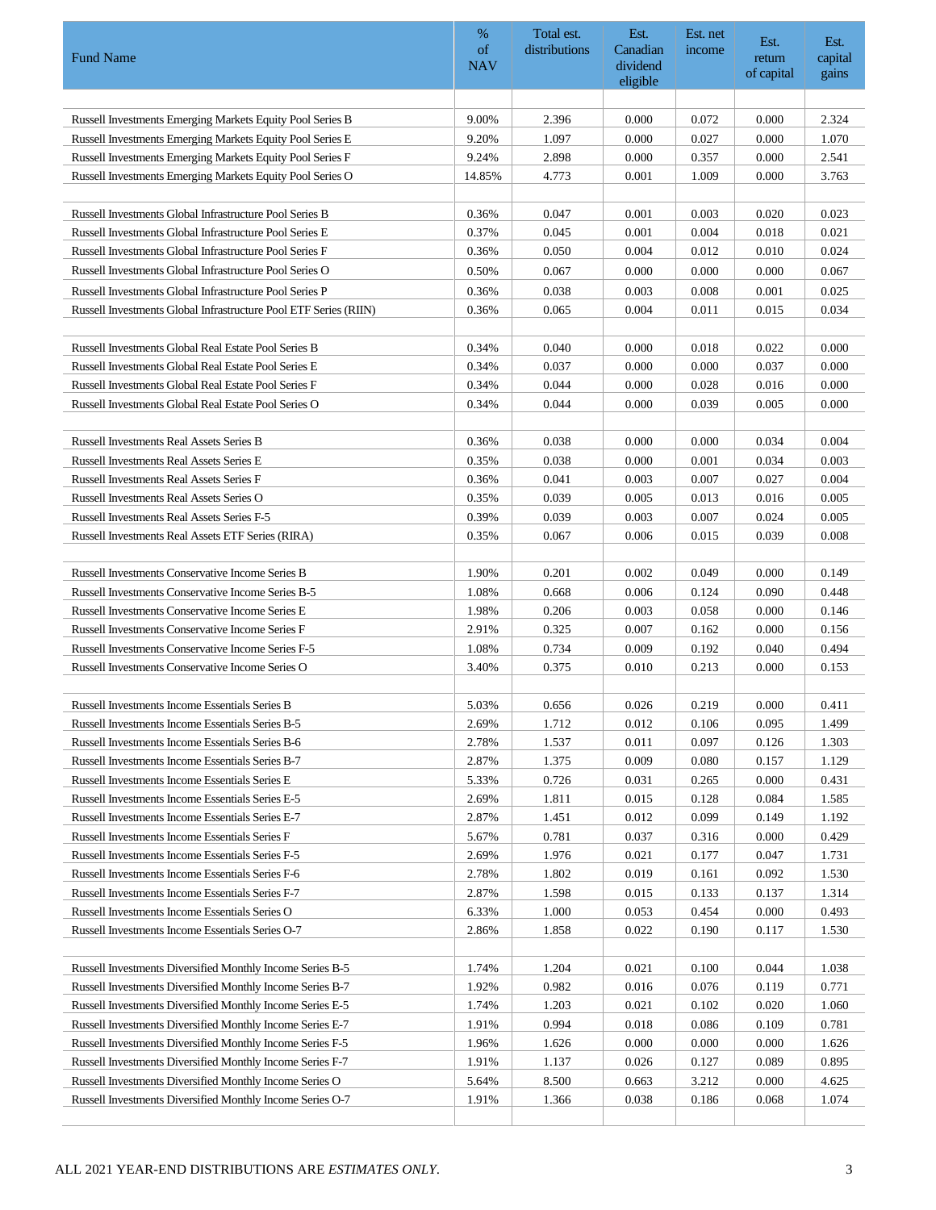| Fund Name | % of NAV | Total est. distributions | Est. Canadian dividend eligible | Est. net income | Est. return of capital | Est. capital gains |
|---|---|---|---|---|---|---|
| | | | | | | |
| Russell Investments Emerging Markets Equity Pool Series B | 9.00% | 2.396 | 0.000 | 0.072 | 0.000 | 2.324 |
| Russell Investments Emerging Markets Equity Pool Series E | 9.20% | 1.097 | 0.000 | 0.027 | 0.000 | 1.070 |
| Russell Investments Emerging Markets Equity Pool Series F | 9.24% | 2.898 | 0.000 | 0.357 | 0.000 | 2.541 |
| Russell Investments Emerging Markets Equity Pool Series O | 14.85% | 4.773 | 0.001 | 1.009 | 0.000 | 3.763 |
| | | | | | | |
| Russell Investments Global Infrastructure Pool Series B | 0.36% | 0.047 | 0.001 | 0.003 | 0.020 | 0.023 |
| Russell Investments Global Infrastructure Pool Series E | 0.37% | 0.045 | 0.001 | 0.004 | 0.018 | 0.021 |
| Russell Investments Global Infrastructure Pool Series F | 0.36% | 0.050 | 0.004 | 0.012 | 0.010 | 0.024 |
| Russell Investments Global Infrastructure Pool Series O | 0.50% | 0.067 | 0.000 | 0.000 | 0.000 | 0.067 |
| Russell Investments Global Infrastructure Pool Series P | 0.36% | 0.038 | 0.003 | 0.008 | 0.001 | 0.025 |
| Russell Investments Global Infrastructure Pool ETF Series (RIIN) | 0.36% | 0.065 | 0.004 | 0.011 | 0.015 | 0.034 |
| | | | | | | |
| Russell Investments Global Real Estate Pool Series B | 0.34% | 0.040 | 0.000 | 0.018 | 0.022 | 0.000 |
| Russell Investments Global Real Estate Pool Series E | 0.34% | 0.037 | 0.000 | 0.000 | 0.037 | 0.000 |
| Russell Investments Global Real Estate Pool Series F | 0.34% | 0.044 | 0.000 | 0.028 | 0.016 | 0.000 |
| Russell Investments Global Real Estate Pool Series O | 0.34% | 0.044 | 0.000 | 0.039 | 0.005 | 0.000 |
| | | | | | | |
| Russell Investments Real Assets Series B | 0.36% | 0.038 | 0.000 | 0.000 | 0.034 | 0.004 |
| Russell Investments Real Assets Series E | 0.35% | 0.038 | 0.000 | 0.001 | 0.034 | 0.003 |
| Russell Investments Real Assets Series F | 0.36% | 0.041 | 0.003 | 0.007 | 0.027 | 0.004 |
| Russell Investments Real Assets Series O | 0.35% | 0.039 | 0.005 | 0.013 | 0.016 | 0.005 |
| Russell Investments Real Assets Series F-5 | 0.39% | 0.039 | 0.003 | 0.007 | 0.024 | 0.005 |
| Russell Investments Real Assets ETF Series (RIRA) | 0.35% | 0.067 | 0.006 | 0.015 | 0.039 | 0.008 |
| | | | | | | |
| Russell Investments Conservative Income Series B | 1.90% | 0.201 | 0.002 | 0.049 | 0.000 | 0.149 |
| Russell Investments Conservative Income Series B-5 | 1.08% | 0.668 | 0.006 | 0.124 | 0.090 | 0.448 |
| Russell Investments Conservative Income Series E | 1.98% | 0.206 | 0.003 | 0.058 | 0.000 | 0.146 |
| Russell Investments Conservative Income Series F | 2.91% | 0.325 | 0.007 | 0.162 | 0.000 | 0.156 |
| Russell Investments Conservative Income Series F-5 | 1.08% | 0.734 | 0.009 | 0.192 | 0.040 | 0.494 |
| Russell Investments Conservative Income Series O | 3.40% | 0.375 | 0.010 | 0.213 | 0.000 | 0.153 |
| | | | | | | |
| Russell Investments Income Essentials Series B | 5.03% | 0.656 | 0.026 | 0.219 | 0.000 | 0.411 |
| Russell Investments Income Essentials Series B-5 | 2.69% | 1.712 | 0.012 | 0.106 | 0.095 | 1.499 |
| Russell Investments Income Essentials Series B-6 | 2.78% | 1.537 | 0.011 | 0.097 | 0.126 | 1.303 |
| Russell Investments Income Essentials Series B-7 | 2.87% | 1.375 | 0.009 | 0.080 | 0.157 | 1.129 |
| Russell Investments Income Essentials Series E | 5.33% | 0.726 | 0.031 | 0.265 | 0.000 | 0.431 |
| Russell Investments Income Essentials Series E-5 | 2.69% | 1.811 | 0.015 | 0.128 | 0.084 | 1.585 |
| Russell Investments Income Essentials Series E-7 | 2.87% | 1.451 | 0.012 | 0.099 | 0.149 | 1.192 |
| Russell Investments Income Essentials Series F | 5.67% | 0.781 | 0.037 | 0.316 | 0.000 | 0.429 |
| Russell Investments Income Essentials Series F-5 | 2.69% | 1.976 | 0.021 | 0.177 | 0.047 | 1.731 |
| Russell Investments Income Essentials Series F-6 | 2.78% | 1.802 | 0.019 | 0.161 | 0.092 | 1.530 |
| Russell Investments Income Essentials Series F-7 | 2.87% | 1.598 | 0.015 | 0.133 | 0.137 | 1.314 |
| Russell Investments Income Essentials Series O | 6.33% | 1.000 | 0.053 | 0.454 | 0.000 | 0.493 |
| Russell Investments Income Essentials Series O-7 | 2.86% | 1.858 | 0.022 | 0.190 | 0.117 | 1.530 |
| | | | | | | |
| Russell Investments Diversified Monthly Income Series B-5 | 1.74% | 1.204 | 0.021 | 0.100 | 0.044 | 1.038 |
| Russell Investments Diversified Monthly Income Series B-7 | 1.92% | 0.982 | 0.016 | 0.076 | 0.119 | 0.771 |
| Russell Investments Diversified Monthly Income Series E-5 | 1.74% | 1.203 | 0.021 | 0.102 | 0.020 | 1.060 |
| Russell Investments Diversified Monthly Income Series E-7 | 1.91% | 0.994 | 0.018 | 0.086 | 0.109 | 0.781 |
| Russell Investments Diversified Monthly Income Series F-5 | 1.96% | 1.626 | 0.000 | 0.000 | 0.000 | 1.626 |
| Russell Investments Diversified Monthly Income Series F-7 | 1.91% | 1.137 | 0.026 | 0.127 | 0.089 | 0.895 |
| Russell Investments Diversified Monthly Income Series O | 5.64% | 8.500 | 0.663 | 3.212 | 0.000 | 4.625 |
| Russell Investments Diversified Monthly Income Series O-7 | 1.91% | 1.366 | 0.038 | 0.186 | 0.068 | 1.074 |

ALL 2021 YEAR-END DISTRIBUTIONS ARE *ESTIMATES ONLY*.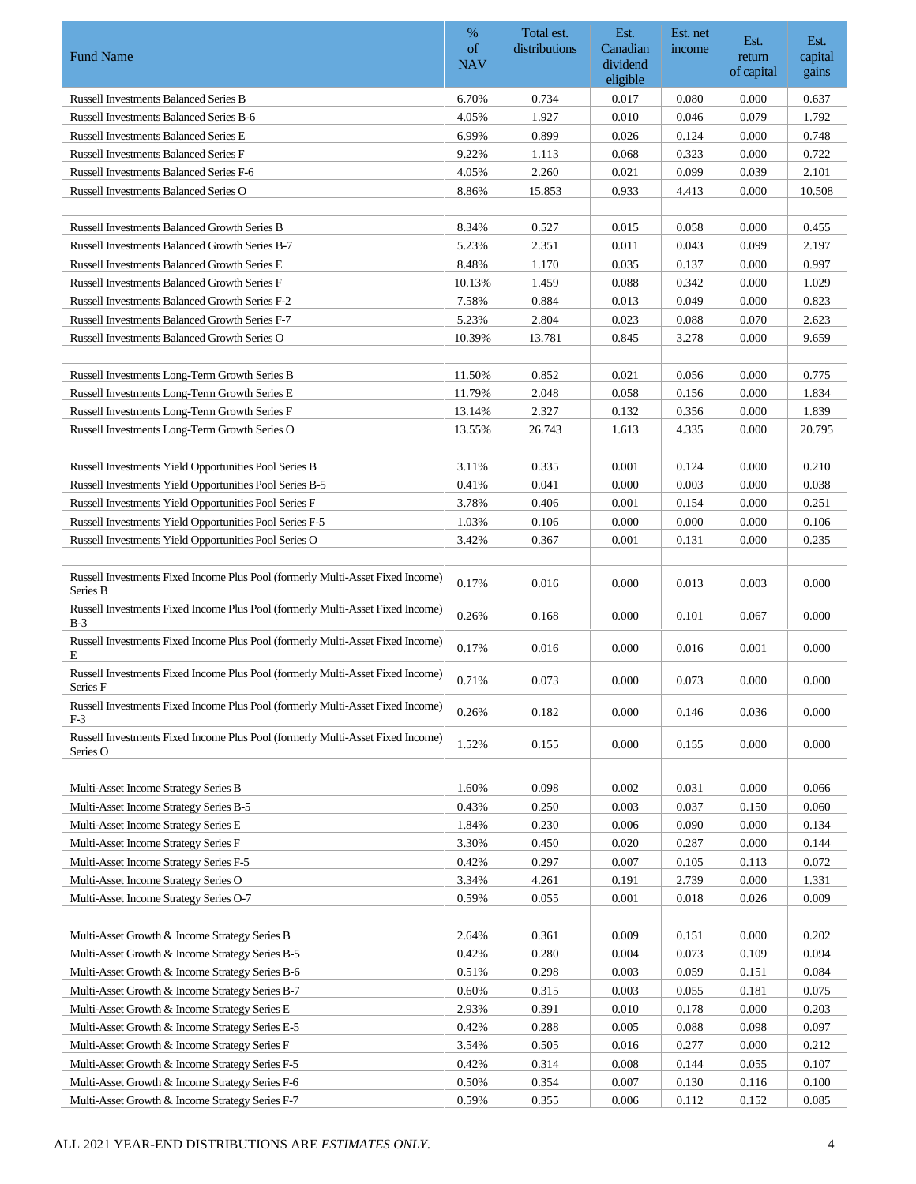| Fund Name | % of NAV | Total est. distributions | Est. Canadian dividend eligible | Est. net income | Est. return of capital | Est. capital gains |
|---|---|---|---|---|---|---|
| Russell Investments Balanced Series B | 6.70% | 0.734 | 0.017 | 0.080 | 0.000 | 0.637 |
| Russell Investments Balanced Series B-6 | 4.05% | 1.927 | 0.010 | 0.046 | 0.079 | 1.792 |
| Russell Investments Balanced Series E | 6.99% | 0.899 | 0.026 | 0.124 | 0.000 | 0.748 |
| Russell Investments Balanced Series F | 9.22% | 1.113 | 0.068 | 0.323 | 0.000 | 0.722 |
| Russell Investments Balanced Series F-6 | 4.05% | 2.260 | 0.021 | 0.099 | 0.039 | 2.101 |
| Russell Investments Balanced Series O | 8.86% | 15.853 | 0.933 | 4.413 | 0.000 | 10.508 |
| | | | | | | |
| Russell Investments Balanced Growth Series B | 8.34% | 0.527 | 0.015 | 0.058 | 0.000 | 0.455 |
| Russell Investments Balanced Growth Series B-7 | 5.23% | 2.351 | 0.011 | 0.043 | 0.099 | 2.197 |
| Russell Investments Balanced Growth Series E | 8.48% | 1.170 | 0.035 | 0.137 | 0.000 | 0.997 |
| Russell Investments Balanced Growth Series F | 10.13% | 1.459 | 0.088 | 0.342 | 0.000 | 1.029 |
| Russell Investments Balanced Growth Series F-2 | 7.58% | 0.884 | 0.013 | 0.049 | 0.000 | 0.823 |
| Russell Investments Balanced Growth Series F-7 | 5.23% | 2.804 | 0.023 | 0.088 | 0.070 | 2.623 |
| Russell Investments Balanced Growth Series O | 10.39% | 13.781 | 0.845 | 3.278 | 0.000 | 9.659 |
| | | | | | | |
| Russell Investments Long-Term Growth Series B | 11.50% | 0.852 | 0.021 | 0.056 | 0.000 | 0.775 |
| Russell Investments Long-Term Growth Series E | 11.79% | 2.048 | 0.058 | 0.156 | 0.000 | 1.834 |
| Russell Investments Long-Term Growth Series F | 13.14% | 2.327 | 0.132 | 0.356 | 0.000 | 1.839 |
| Russell Investments Long-Term Growth Series O | 13.55% | 26.743 | 1.613 | 4.335 | 0.000 | 20.795 |
| | | | | | | |
| Russell Investments Yield Opportunities Pool Series B | 3.11% | 0.335 | 0.001 | 0.124 | 0.000 | 0.210 |
| Russell Investments Yield Opportunities Pool Series B-5 | 0.41% | 0.041 | 0.000 | 0.003 | 0.000 | 0.038 |
| Russell Investments Yield Opportunities Pool Series F | 3.78% | 0.406 | 0.001 | 0.154 | 0.000 | 0.251 |
| Russell Investments Yield Opportunities Pool Series F-5 | 1.03% | 0.106 | 0.000 | 0.000 | 0.000 | 0.106 |
| Russell Investments Yield Opportunities Pool Series O | 3.42% | 0.367 | 0.001 | 0.131 | 0.000 | 0.235 |
| | | | | | | |
| Russell Investments Fixed Income Plus Pool (formerly Multi-Asset Fixed Income) Series B | 0.17% | 0.016 | 0.000 | 0.013 | 0.003 | 0.000 |
| Russell Investments Fixed Income Plus Pool (formerly Multi-Asset Fixed Income) B-3 | 0.26% | 0.168 | 0.000 | 0.101 | 0.067 | 0.000 |
| Russell Investments Fixed Income Plus Pool (formerly Multi-Asset Fixed Income) E | 0.17% | 0.016 | 0.000 | 0.016 | 0.001 | 0.000 |
| Russell Investments Fixed Income Plus Pool (formerly Multi-Asset Fixed Income) Series F | 0.71% | 0.073 | 0.000 | 0.073 | 0.000 | 0.000 |
| Russell Investments Fixed Income Plus Pool (formerly Multi-Asset Fixed Income) F-3 | 0.26% | 0.182 | 0.000 | 0.146 | 0.036 | 0.000 |
| Russell Investments Fixed Income Plus Pool (formerly Multi-Asset Fixed Income) Series O | 1.52% | 0.155 | 0.000 | 0.155 | 0.000 | 0.000 |
| | | | | | | |
| Multi-Asset Income Strategy Series B | 1.60% | 0.098 | 0.002 | 0.031 | 0.000 | 0.066 |
| Multi-Asset Income Strategy Series B-5 | 0.43% | 0.250 | 0.003 | 0.037 | 0.150 | 0.060 |
| Multi-Asset Income Strategy Series E | 1.84% | 0.230 | 0.006 | 0.090 | 0.000 | 0.134 |
| Multi-Asset Income Strategy Series F | 3.30% | 0.450 | 0.020 | 0.287 | 0.000 | 0.144 |
| Multi-Asset Income Strategy Series F-5 | 0.42% | 0.297 | 0.007 | 0.105 | 0.113 | 0.072 |
| Multi-Asset Income Strategy Series O | 3.34% | 4.261 | 0.191 | 2.739 | 0.000 | 1.331 |
| Multi-Asset Income Strategy Series O-7 | 0.59% | 0.055 | 0.001 | 0.018 | 0.026 | 0.009 |
| | | | | | | |
| Multi-Asset Growth & Income Strategy Series B | 2.64% | 0.361 | 0.009 | 0.151 | 0.000 | 0.202 |
| Multi-Asset Growth & Income Strategy Series B-5 | 0.42% | 0.280 | 0.004 | 0.073 | 0.109 | 0.094 |
| Multi-Asset Growth & Income Strategy Series B-6 | 0.51% | 0.298 | 0.003 | 0.059 | 0.151 | 0.084 |
| Multi-Asset Growth & Income Strategy Series B-7 | 0.60% | 0.315 | 0.003 | 0.055 | 0.181 | 0.075 |
| Multi-Asset Growth & Income Strategy Series E | 2.93% | 0.391 | 0.010 | 0.178 | 0.000 | 0.203 |
| Multi-Asset Growth & Income Strategy Series E-5 | 0.42% | 0.288 | 0.005 | 0.088 | 0.098 | 0.097 |
| Multi-Asset Growth & Income Strategy Series F | 3.54% | 0.505 | 0.016 | 0.277 | 0.000 | 0.212 |
| Multi-Asset Growth & Income Strategy Series F-5 | 0.42% | 0.314 | 0.008 | 0.144 | 0.055 | 0.107 |
| Multi-Asset Growth & Income Strategy Series F-6 | 0.50% | 0.354 | 0.007 | 0.130 | 0.116 | 0.100 |
| Multi-Asset Growth & Income Strategy Series F-7 | 0.59% | 0.355 | 0.006 | 0.112 | 0.152 | 0.085 |

ALL 2021 YEAR-END DISTRIBUTIONS ARE *ESTIMATES ONLY*.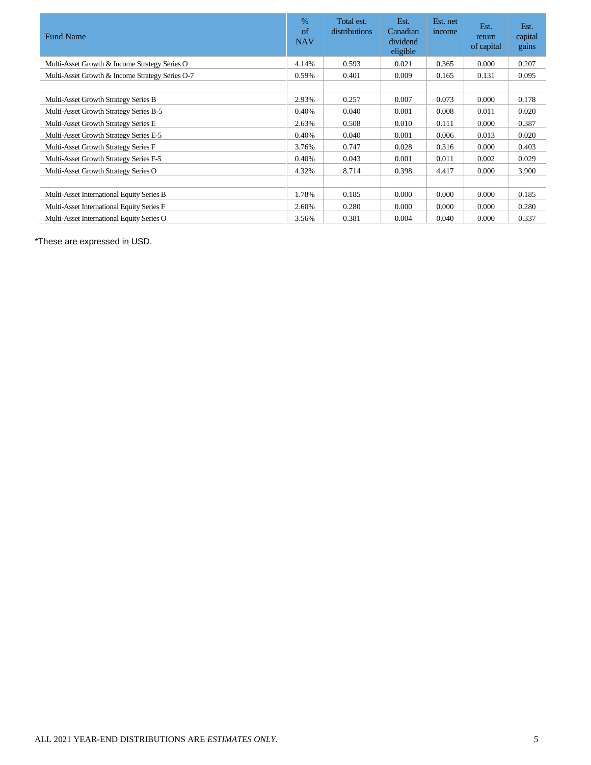| Fund Name | % of NAV | Total est. distributions | Est. Canadian dividend eligible | Est. net income | Est. return of capital | Est. capital gains |
|---|---|---|---|---|---|---|
| Multi-Asset Growth & Income Strategy Series O | 4.14% | 0.593 | 0.021 | 0.365 | 0.000 | 0.207 |
| Multi-Asset Growth & Income Strategy Series O-7 | 0.59% | 0.401 | 0.009 | 0.165 | 0.131 | 0.095 |
| | | | | | | |
| Multi-Asset Growth Strategy Series B | 2.93% | 0.257 | 0.007 | 0.073 | 0.000 | 0.178 |
| Multi-Asset Growth Strategy Series B-5 | 0.40% | 0.040 | 0.001 | 0.008 | 0.011 | 0.020 |
| Multi-Asset Growth Strategy Series E | 2.63% | 0.508 | 0.010 | 0.111 | 0.000 | 0.387 |
| Multi-Asset Growth Strategy Series E-5 | 0.40% | 0.040 | 0.001 | 0.006 | 0.013 | 0.020 |
| Multi-Asset Growth Strategy Series F | 3.76% | 0.747 | 0.028 | 0.316 | 0.000 | 0.403 |
| Multi-Asset Growth Strategy Series F-5 | 0.40% | 0.043 | 0.001 | 0.011 | 0.002 | 0.029 |
| Multi-Asset Growth Strategy Series O | 4.32% | 8.714 | 0.398 | 4.417 | 0.000 | 3.900 |
| | | | | | | |
| Multi-Asset International Equity Series B | 1.78% | 0.185 | 0.000 | 0.000 | 0.000 | 0.185 |
| Multi-Asset International Equity Series F | 2.60% | 0.280 | 0.000 | 0.000 | 0.000 | 0.280 |
| Multi-Asset International Equity Series O | 3.56% | 0.381 | 0.004 | 0.040 | 0.000 | 0.337 |

*These are expressed in USD.

ALL 2021 YEAR-END DISTRIBUTIONS ARE *ESTIMATES ONLY*.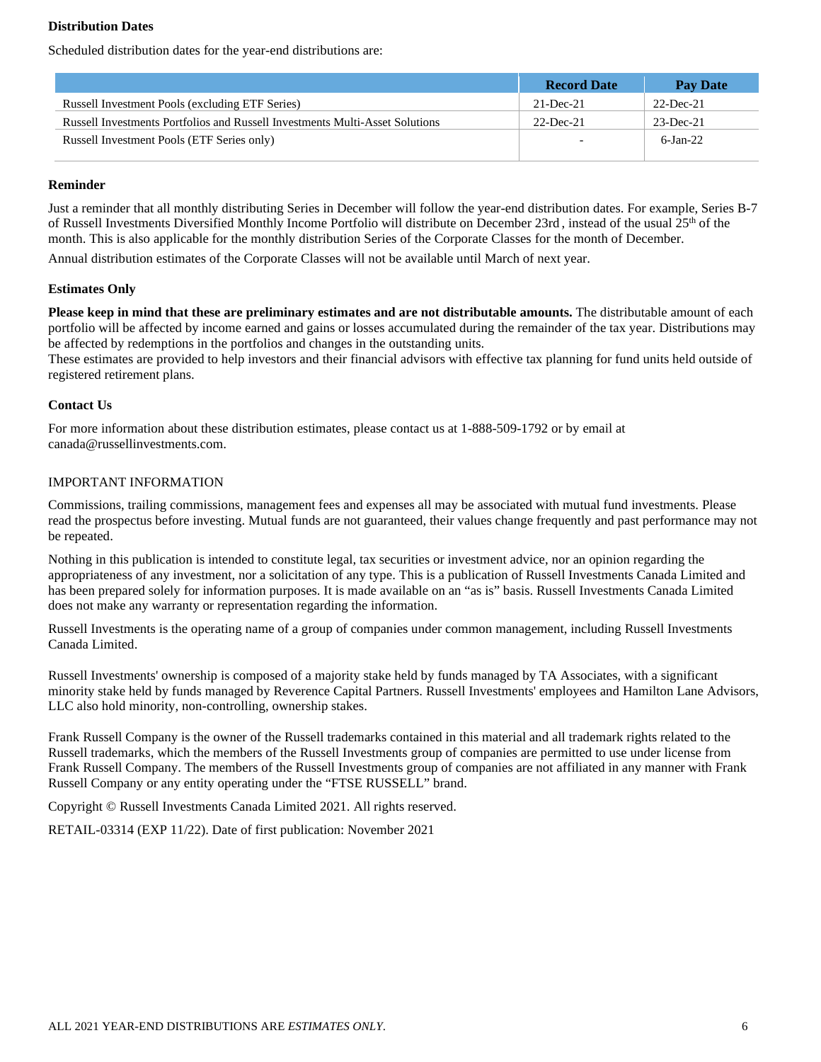### Distribution Dates

Scheduled distribution dates for the year-end distributions are:

| | Record Date | Pay Date |
|---|---|---|
| Russell Investment Pools (excluding ETF Series) | 21-Dec-21 | 22-Dec-21 |
| Russell Investments Portfolios and Russell Investments Multi-Asset Solutions | 22-Dec-21 | 23-Dec-21 |
| Russell Investment Pools (ETF Series only) | - | 6-Jan-22 |

### Reminder

Just a reminder that all monthly distributing Series in December will follow the year-end distribution dates. For example, Series B-7 of Russell Investments Diversified Monthly Income Portfolio will distribute on December 23rd , instead of the usual 25th of the month. This is also applicable for the monthly distribution Series of the Corporate Classes for the month of December.

Annual distribution estimates of the Corporate Classes will not be available until March of next year.

### Estimates Only

**Please keep in mind that these are preliminary estimates and are not distributable amounts.** The distributable amount of each portfolio will be affected by income earned and gains or losses accumulated during the remainder of the tax year. Distributions may be affected by redemptions in the portfolios and changes in the outstanding units.

These estimates are provided to help investors and their financial advisors with effective tax planning for fund units held outside of registered retirement plans.

### Contact Us

For more information about these distribution estimates, please contact us at 1-888-509-1792 or by email at canada@russellinvestments.com.

IMPORTANT INFORMATION

Commissions, trailing commissions, management fees and expenses all may be associated with mutual fund investments. Please read the prospectus before investing. Mutual funds are not guaranteed, their values change frequently and past performance may not be repeated.

Nothing in this publication is intended to constitute legal, tax securities or investment advice, nor an opinion regarding the appropriateness of any investment, nor a solicitation of any type. This is a publication of Russell Investments Canada Limited and has been prepared solely for information purposes. It is made available on an "as is" basis. Russell Investments Canada Limited does not make any warranty or representation regarding the information.

Russell Investments is the operating name of a group of companies under common management, including Russell Investments Canada Limited.

Russell Investments' ownership is composed of a majority stake held by funds managed by TA Associates, with a significant minority stake held by funds managed by Reverence Capital Partners. Russell Investments' employees and Hamilton Lane Advisors, LLC also hold minority, non-controlling, ownership stakes.

Frank Russell Company is the owner of the Russell trademarks contained in this material and all trademark rights related to the Russell trademarks, which the members of the Russell Investments group of companies are permitted to use under license from Frank Russell Company. The members of the Russell Investments group of companies are not affiliated in any manner with Frank Russell Company or any entity operating under the "FTSE RUSSELL" brand.

Copyright © Russell Investments Canada Limited 2021. All rights reserved.

RETAIL-03314 (EXP 11/22). Date of first publication: November 2021